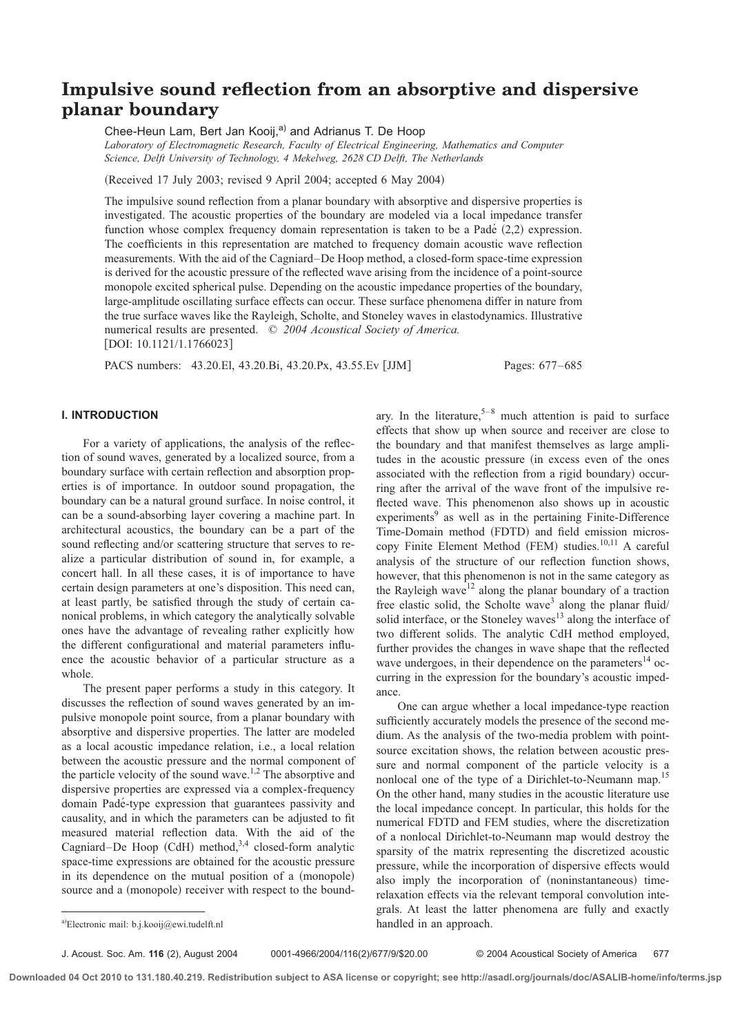# Impulsive sound reflection from an absorptive and dispersive planar boundary

Chee-Heun Lam, Bert Jan Kooij,[a] and Adrianus T. De Hoop

*Laboratory of Electromagnetic Research, Faculty of Electrical Engineering, Mathematics and Computer Science, Delft University of Technology, 4 Mekelweg, 2628 CD Delft, The Netherlands*

(Received 17 July 2003; revised 9 April 2004; accepted 6 May 2004)

The impulsive sound reflection from a planar boundary with absorptive and dispersive properties is investigated. The acoustic properties of the boundary are modeled via a local impedance transfer function whose complex frequency domain representation is taken to be a Padé (2,2) expression. The coefficients in this representation are matched to frequency domain acoustic wave reflection measurements. With the aid of the Cagniard–De Hoop method, a closed-form space-time expression is derived for the acoustic pressure of the reflected wave arising from the incidence of a point-source monopole excited spherical pulse. Depending on the acoustic impedance properties of the boundary, large-amplitude oscillating surface effects can occur. These surface phenomena differ in nature from the true surface waves like the Rayleigh, Scholte, and Stoneley waves in elastodynamics. Illustrative numerical results are presented. © *2004 Acoustical Society of America.* [DOI: 10.1121/1.1766023]

PACS numbers: 43.20.El, 43.20.Bi, 43.20.Px, 43.55.Ev [JJM] Pages: 677–685

## I. INTRODUCTION

For a variety of applications, the analysis of the reflection of sound waves, generated by a localized source, from a boundary surface with certain reflection and absorption properties is of importance. In outdoor sound propagation, the boundary can be a natural ground surface. In noise control, it can be a sound-absorbing layer covering a machine part. In architectural acoustics, the boundary can be a part of the sound reflecting and/or scattering structure that serves to realize a particular distribution of sound in, for example, a concert hall. In all these cases, it is of importance to have certain design parameters at one's disposition. This need can, at least partly, be satisfied through the study of certain canonical problems, in which category the analytically solvable ones have the advantage of revealing rather explicitly how the different configurational and material parameters influence the acoustic behavior of a particular structure as a whole.

The present paper performs a study in this category. It discusses the reflection of sound waves generated by an impulsive monopole point source, from a planar boundary with absorptive and dispersive properties. The latter are modeled as a local acoustic impedance relation, i.e., a local relation between the acoustic pressure and the normal component of the particle velocity of the sound wave.[1,2] The absorptive and dispersive properties are expressed via a complex-frequency domain Padé-type expression that guarantees passivity and causality, and in which the parameters can be adjusted to fit measured material reflection data. With the aid of the Cagniard–De Hoop (CdH) method,[3,4] closed-form analytic space-time expressions are obtained for the acoustic pressure in its dependence on the mutual position of a (monopole) source and a (monopole) receiver with respect to the boundary. In the literature,[5–8] much attention is paid to surface effects that show up when source and receiver are close to the boundary and that manifest themselves as large amplitudes in the acoustic pressure (in excess even of the ones associated with the reflection from a rigid boundary) occurring after the arrival of the wave front of the impulsive reflected wave. This phenomenon also shows up in acoustic experiments[9] as well as in the pertaining Finite-Difference Time-Domain method (FDTD) and field emission microscopy Finite Element Method (FEM) studies.[10,11] A careful analysis of the structure of our reflection function shows, however, that this phenomenon is not in the same category as the Rayleigh wave[12] along the planar boundary of a traction free elastic solid, the Scholte wave[3] along the planar fluid/solid interface, or the Stoneley waves[13] along the interface of two different solids. The analytic CdH method employed, further provides the changes in wave shape that the reflected wave undergoes, in their dependence on the parameters[14] occurring in the expression for the boundary's acoustic impedance.

One can argue whether a local impedance-type reaction sufficiently accurately models the presence of the second medium. As the analysis of the two-media problem with point-source excitation shows, the relation between acoustic pressure and normal component of the particle velocity is a nonlocal one of the type of a Dirichlet-to-Neumann map.[15] On the other hand, many studies in the acoustic literature use the local impedance concept. In particular, this holds for the numerical FDTD and FEM studies, where the discretization of a nonlocal Dirichlet-to-Neumann map would destroy the sparsity of the matrix representing the discretized acoustic pressure, while the incorporation of dispersive effects would also imply the incorporation of (noninstantaneous) time-relaxation effects via the relevant temporal convolution integrals. At least the latter phenomena are fully and exactly handled in an approach.

[a] Electronic mail: b.j.kooij@ewi.tudelft.nl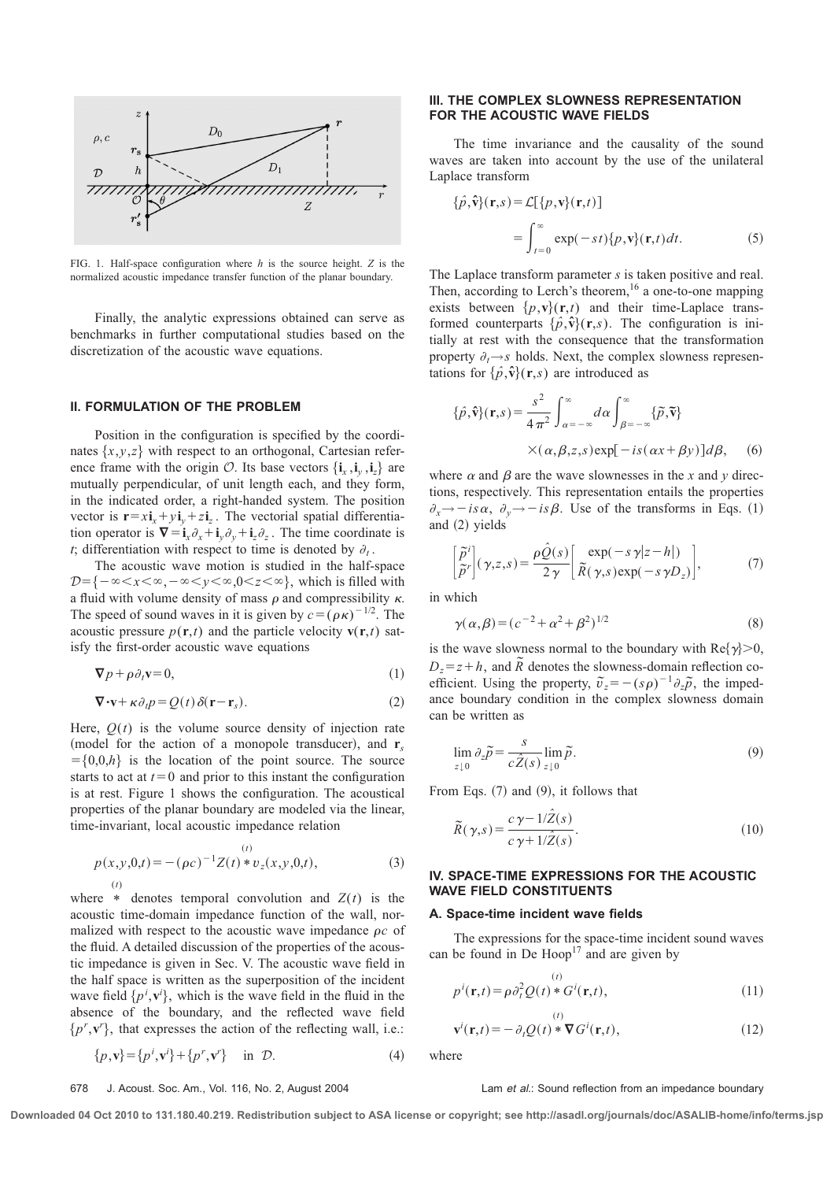FIG. 1. Half-space configuration where $h$ is the source height. $Z$ is the normalized acoustic impedance transfer function of the planar boundary.

Finally, the analytic expressions obtained can serve as benchmarks in further computational studies based on the discretization of the acoustic wave equations.

## II. FORMULATION OF THE PROBLEM

Position in the configuration is specified by the coordinates $\{x,y,z\}$ with respect to an orthogonal, Cartesian reference frame with the origin $\mathcal{O}$. Its base vectors $\{\mathbf{i}_x,\mathbf{i}_y,\mathbf{i}_z\}$ are mutually perpendicular, of unit length each, and they form, in the indicated order, a right-handed system. The position vector is $\mathbf{r}=x\mathbf{i}_x+y\mathbf{i}_y+z\mathbf{i}_z$. The vectorial spatial differentiation operator is $\nabla=\mathbf{i}_x\partial_x+\mathbf{i}_y\partial_y+\mathbf{i}_z\partial_z$. The time coordinate is $t$; differentiation with respect to time is denoted by $\partial_t$.

The acoustic wave motion is studied in the half-space $\mathcal{D}=\{-\infty<x<\infty,-\infty<y<\infty,0<z<\infty\}$, which is filled with a fluid with volume density of mass $\rho$ and compressibility $\kappa$. The speed of sound waves in it is given by $c=(\rho\kappa)^{-1/2}$. The acoustic pressure $p(\mathbf{r},t)$ and the particle velocity $\mathbf{v}(\mathbf{r},t)$ satisfy the first-order acoustic wave equations

$$\nabla p+\rho\partial_t\mathbf{v}=0, \tag{1}$$

$$\nabla\cdot\mathbf{v}+\kappa\partial_t p=Q(t)\,\delta(\mathbf{r}-\mathbf{r}_s). \tag{2}$$

Here, $Q(t)$ is the volume source density of injection rate (model for the action of a monopole transducer), and $\mathbf{r}_s=\{0,0,h\}$ is the location of the point source. The source starts to act at $t=0$ and prior to this instant the configuration is at rest. Figure 1 shows the configuration. The acoustical properties of the planar boundary are modeled via the linear, time-invariant, local acoustic impedance relation

$$p(x,y,0,t)=-(\rho c)^{-1}Z(t)\overset{(t)}{*}v_z(x,y,0,t), \tag{3}$$

where $\overset{(t)}{*}$ denotes temporal convolution and $Z(t)$ is the acoustic time-domain impedance function of the wall, normalized with respect to the acoustic wave impedance $\rho c$ of the fluid. A detailed discussion of the properties of the acoustic impedance is given in Sec. V. The acoustic wave field in the half space is written as the superposition of the incident wave field $\{p^i,\mathbf{v}^i\}$, which is the wave field in the fluid in the absence of the boundary, and the reflected wave field $\{p^r,\mathbf{v}^r\}$, that expresses the action of the reflecting wall, i.e.:

$$\{p,\mathbf{v}\}=\{p^i,\mathbf{v}^i\}+\{p^r,\mathbf{v}^r\}\quad\text{in }\mathcal{D}. \tag{4}$$

## III. THE COMPLEX SLOWNESS REPRESENTATION FOR THE ACOUSTIC WAVE FIELDS

The time invariance and the causality of the sound waves are taken into account by the use of the unilateral Laplace transform

$$\{\hat{p},\hat{\mathbf{v}}\}(\mathbf{r},s)=\mathcal{L}[\{p,\mathbf{v}\}(\mathbf{r},t)]=\int_{t=0}^{\infty}\exp(-st)\{p,\mathbf{v}\}(\mathbf{r},t)\,dt. \tag{5}$$

The Laplace transform parameter $s$ is taken positive and real. Then, according to Lerch's theorem,[16] a one-to-one mapping exists between $\{p,\mathbf{v}\}(\mathbf{r},t)$ and their time-Laplace transformed counterparts $\{\hat{p},\hat{\mathbf{v}}\}(\mathbf{r},s)$. The configuration is initially at rest with the consequence that the transformation property $\partial_t\rightarrow s$ holds. Next, the complex slowness representations for $\{\hat{p},\hat{\mathbf{v}}\}(\mathbf{r},s)$ are introduced as

$$\{\hat{p},\hat{\mathbf{v}}\}(\mathbf{r},s)=\frac{s^2}{4\pi^2}\int_{\alpha=-\infty}^{\infty}d\alpha\int_{\beta=-\infty}^{\infty}\{\tilde{p},\tilde{\mathbf{v}}\}(\alpha,\beta,z,s)\exp[-is(\alpha x+\beta y)]\,d\beta, \tag{6}$$

where $\alpha$ and $\beta$ are the wave slownesses in the $x$ and $y$ directions, respectively. This representation entails the properties $\partial_x\rightarrow -is\alpha$, $\partial_y\rightarrow -is\beta$. Use of the transforms in Eqs. (1) and (2) yields

$$\begin{bmatrix}\tilde{p}^i\\ \tilde{p}^r\end{bmatrix}(\gamma,z,s)=\frac{\rho\hat{Q}(s)}{2\gamma}\begin{bmatrix}\exp(-s\gamma|z-h|)\\ \tilde{R}(\gamma,s)\exp(-s\gamma D_z)\end{bmatrix}, \tag{7}$$

in which

$$\gamma(\alpha,\beta)=(c^{-2}+\alpha^2+\beta^2)^{1/2} \tag{8}$$

is the wave slowness normal to the boundary with $\mathrm{Re}\{\gamma\}>0$, $D_z=z+h$, and $\tilde{R}$ denotes the slowness-domain reflection coefficient. Using the property, $\tilde{v}_z=-(s\rho)^{-1}\partial_z\tilde{p}$, the impedance boundary condition in the complex slowness domain can be written as

$$\lim_{z\downarrow 0}\partial_z\tilde{p}=\frac{s}{c\hat{Z}(s)}\lim_{z\downarrow 0}\tilde{p}. \tag{9}$$

From Eqs. (7) and (9), it follows that

$$\tilde{R}(\gamma,s)=\frac{c\gamma-1/\hat{Z}(s)}{c\gamma+1/\hat{Z}(s)}. \tag{10}$$

## IV. SPACE-TIME EXPRESSIONS FOR THE ACOUSTIC WAVE FIELD CONSTITUENTS

### A. Space-time incident wave fields

The expressions for the space-time incident sound waves can be found in De Hoop[17] and are given by

$$p^i(\mathbf{r},t)=\rho\partial_t^2Q(t)\overset{(t)}{*}G^i(\mathbf{r},t), \tag{11}$$

$$\mathbf{v}^i(\mathbf{r},t)=-\partial_tQ(t)\overset{(t)}{*}\nabla G^i(\mathbf{r},t), \tag{12}$$

where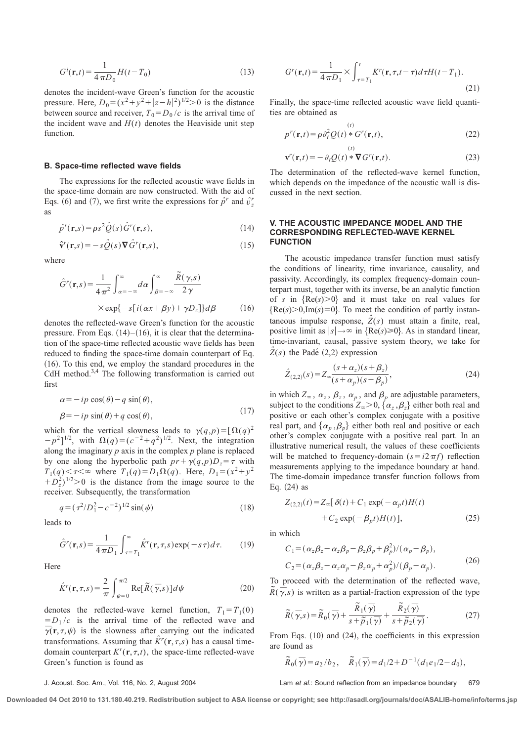$$G^i(\mathbf{r},t)=\frac{1}{4\pi D_0}H(t-T_0) \tag{13}$$

denotes the incident-wave Green's function for the acoustic pressure. Here, $D_0=(x^2+y^2+|z-h|^2)^{1/2}>0$ is the distance between source and receiver, $T_0=D_0/c$ is the arrival time of the incident wave and $H(t)$ denotes the Heaviside unit step function.

### B. Space-time reflected wave fields

The expressions for the reflected acoustic wave fields in the space-time domain are now constructed. With the aid of Eqs. (6) and (7), we first write the expressions for $\hat{p}^r$ and $\hat{v}_z^r$ as

$$\hat{p}^r(\mathbf{r},s)=\rho s^2\hat{Q}(s)\hat{G}^r(\mathbf{r},s), \tag{14}$$

$$\hat{\mathbf{v}}^r(\mathbf{r},s)=-s\hat{Q}(s)\boldsymbol{\nabla}\hat{G}^r(\mathbf{r},s), \tag{15}$$

where

$$\hat{G}^r(\mathbf{r},s)=\frac{1}{4\pi^2}\int_{\alpha=-\infty}^{\infty}d\alpha\int_{\beta=-\infty}^{\infty}\frac{\tilde{R}(\gamma,s)}{2\gamma}\times\exp\{-s[i(\alpha x+\beta y)+\gamma D_z]\}d\beta \tag{16}$$

denotes the reflected-wave Green's function for the acoustic pressure. From Eqs. (14)–(16), it is clear that the determination of the space-time reflected acoustic wave fields has been reduced to finding the space-time domain counterpart of Eq. (16). To this end, we employ the standard procedures in the CdH method.[3,4] The following transformation is carried out first

$$\alpha=-ip\cos(\theta)-q\sin(\theta),$$
$$\beta=-ip\sin(\theta)+q\cos(\theta), \tag{17}$$

which for the vertical slowness leads to $\gamma(q,p)=[\Omega(q)^2-p^2]^{1/2}$, with $\Omega(q)=(c^{-2}+q^2)^{1/2}$. Next, the integration along the imaginary $p$ axis in the complex $p$ plane is replaced by one along the hyperbolic path $pr+\gamma(q,p)D_z=\tau$ with $T_1(q)<\tau<\infty$ where $T_1(q)=D_1\Omega(q)$. Here, $D_1=(x^2+y^2+D_z^2)^{1/2}>0$ is the distance from the image source to the receiver. Subsequently, the transformation

$$q=(\tau^2/D_1^2-c^{-2})^{1/2}\sin(\psi) \tag{18}$$

leads to

$$\hat{G}^r(\mathbf{r},s)=\frac{1}{4\pi D_1}\int_{\tau=T_1}^{\infty}\hat{K}^r(\mathbf{r},\tau,s)\exp(-s\tau)d\tau. \tag{19}$$

Here

$$\hat{K}^r(\mathbf{r},\tau,s)=\frac{2}{\pi}\int_{\psi=0}^{\pi/2}\mathrm{Re}[\tilde{R}(\overline{\gamma},s)]d\psi \tag{20}$$

denotes the reflected-wave kernel function, $T_1=T_1(0)=D_1/c$ is the arrival time of the reflected wave and $\overline{\gamma}(\mathbf{r},\tau,\psi)$ is the slowness after carrying out the indicated transformations. Assuming that $\hat{K}^r(\mathbf{r},\tau,s)$ has a causal time-domain counterpart $K^r(\mathbf{r},\tau,t)$, the space-time reflected-wave Green's function is found as

$$G^r(\mathbf{r},t)=\frac{1}{4\pi D_1}\times\int_{\tau=T_1}^{t}K^r(\mathbf{r},\tau,t-\tau)d\tau H(t-T_1). \tag{21}$$

Finally, the space-time reflected acoustic wave field quantities are obtained as

$$p^r(\mathbf{r},t)=\rho\partial_t^2Q(t)\overset{(t)}{*}G^r(\mathbf{r},t), \tag{22}$$

$$\mathbf{v}^r(\mathbf{r},t)=-\partial_tQ(t)\overset{(t)}{*}\boldsymbol{\nabla}G^r(\mathbf{r},t). \tag{23}$$

The determination of the reflected-wave kernel function, which depends on the impedance of the acoustic wall is discussed in the next section.

## V. THE ACOUSTIC IMPEDANCE MODEL AND THE CORRESPONDING REFLECTED-WAVE KERNEL FUNCTION

The acoustic impedance transfer function must satisfy the conditions of linearity, time invariance, causality, and passivity. Accordingly, its complex frequency-domain counterpart must, together with its inverse, be an analytic function of $s$ in $\{\mathrm{Re}(s)>0\}$ and it must take on real values for $\{\mathrm{Re}(s)>0,\mathrm{Im}(s)=0\}$. To meet the condition of partly instantaneous impulse response, $\hat{Z}(s)$ must attain a finite, real, positive limit as $|s|\to\infty$ in $\{\mathrm{Re}(s)\geqslant 0\}$. As in standard linear, time-invariant, causal, passive system theory, we take for $\hat{Z}(s)$ the Padé (2,2) expression

$$\hat{Z}_{(2,2)}(s)=Z_\infty\frac{(s+\alpha_z)(s+\beta_z)}{(s+\alpha_p)(s+\beta_p)}, \tag{24}$$

in which $Z_\infty$, $\alpha_z$, $\beta_z$, $\alpha_p$, and $\beta_p$ are adjustable parameters, subject to the conditions $Z_\infty>0$, $\{\alpha_z,\beta_z\}$ either both real and positive or each other's complex conjugate with a positive real part, and $\{\alpha_p,\beta_p\}$ either both real and positive or each other's complex conjugate with a positive real part. In an illustrative numerical result, the values of these coefficients will be matched to frequency-domain ($s=i2\pi f$) reflection measurements applying to the impedance boundary at hand. The time-domain impedance transfer function follows from Eq. (24) as

$$Z_{(2,2)}(t)=Z_\infty[\delta(t)+C_1\exp(-\alpha_pt)H(t)+C_2\exp(-\beta_pt)H(t)], \tag{25}$$

in which

$$C_1=(\alpha_z\beta_z-\alpha_z\beta_p-\beta_z\beta_p+\beta_p^2)/(\alpha_p-\beta_p),$$
$$C_2=(\alpha_z\beta_z-\alpha_z\alpha_p-\beta_z\alpha_p+\alpha_p^2)/(\beta_p-\alpha_p). \tag{26}$$

To proceed with the determination of the reflected wave, $\tilde{R}(\overline{\gamma},s)$ is written as a partial-fraction expression of the type

$$\tilde{R}(\overline{\gamma},s)=\tilde{R}_0(\overline{\gamma})+\frac{\tilde{R}_1(\overline{\gamma})}{s+\tilde{p}_1(\gamma)}+\frac{\tilde{R}_2(\overline{\gamma})}{s+\tilde{p}_2(\gamma)}. \tag{27}$$

From Eqs. (10) and (24), the coefficients in this expression are found as

$$\tilde{R}_0(\overline{\gamma})=a_2/b_2,\quad \tilde{R}_1(\overline{\gamma})=d_1/2+D^{-1}(d_1e_1/2-d_0),$$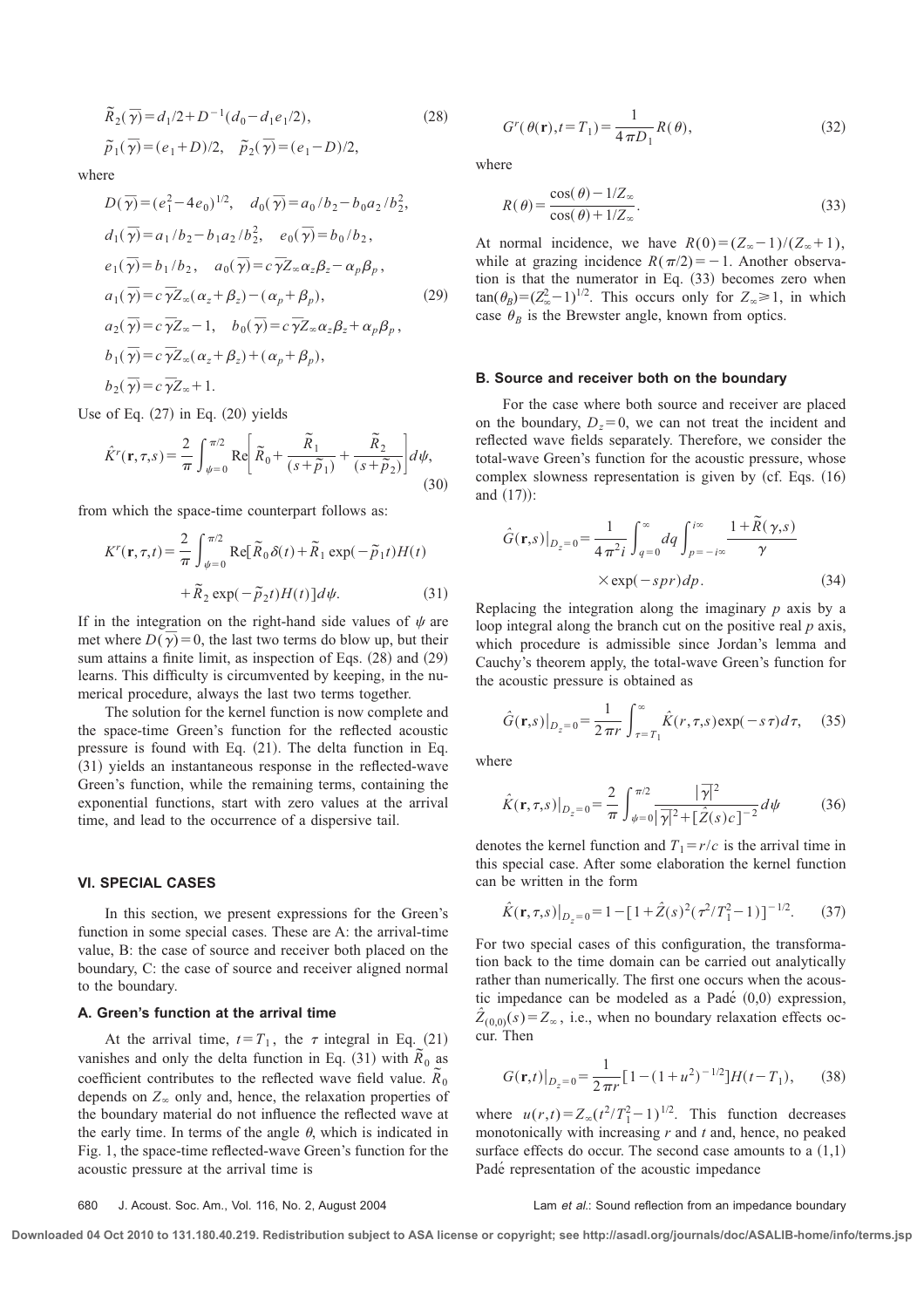$$\tilde{R}_2(\overline{\gamma}) = d_1/2 + D^{-1}(d_0 - d_1 e_1/2), \tag{28}$$

$$\tilde{p}_1(\overline{\gamma}) = (e_1 + D)/2, \quad \tilde{p}_2(\overline{\gamma}) = (e_1 - D)/2,$$

where

$$
\begin{aligned}
&D(\overline{\gamma}) = (e_1^2 - 4e_0)^{1/2}, \quad d_0(\overline{\gamma}) = a_0/b_2 - b_0 a_2/b_2^2, \\
&d_1(\overline{\gamma}) = a_1/b_2 - b_1 a_2/b_2^2, \quad e_0(\overline{\gamma}) = b_0/b_2, \\
&e_1(\overline{\gamma}) = b_1/b_2, \quad a_0(\overline{\gamma}) = c\overline{\gamma} Z_\infty \alpha_z \beta_z - \alpha_p \beta_p, \\
&a_1(\overline{\gamma}) = c\overline{\gamma} Z_\infty (\alpha_z + \beta_z) - (\alpha_p + \beta_p), \\
&a_2(\overline{\gamma}) = c\overline{\gamma} Z_\infty - 1, \quad b_0(\overline{\gamma}) = c\overline{\gamma} Z_\infty \alpha_z \beta_z + \alpha_p \beta_p, \\
&b_1(\overline{\gamma}) = c\overline{\gamma} Z_\infty (\alpha_z + \beta_z) + (\alpha_p + \beta_p), \\
&b_2(\overline{\gamma}) = c\overline{\gamma} Z_\infty + 1.
\end{aligned}
\tag{29}
$$

Use of Eq. (27) in Eq. (20) yields

$$\hat{K}^r(\mathbf{r}, \tau, s) = \frac{2}{\pi} \int_{\psi=0}^{\pi/2} \mathrm{Re}\left[\tilde{R}_0 + \frac{\tilde{R}_1}{(s + \tilde{p}_1)} + \frac{\tilde{R}_2}{(s + \tilde{p}_2)}\right] d\psi, \tag{30}$$

from which the space-time counterpart follows as:

$$
\begin{aligned}
K^r(\mathbf{r}, \tau, t) = \frac{2}{\pi} \int_{\psi=0}^{\pi/2} &\mathrm{Re}[\tilde{R}_0 \delta(t) + \tilde{R}_1 \exp(-\tilde{p}_1 t) H(t) \\
&+ \tilde{R}_2 \exp(-\tilde{p}_2 t) H(t)] d\psi.
\end{aligned}
\tag{31}
$$

If in the integration on the right-hand side values of $\psi$ are met where $D(\overline{\gamma}) = 0$, the last two terms do blow up, but their sum attains a finite limit, as inspection of Eqs. (28) and (29) learns. This difficulty is circumvented by keeping, in the numerical procedure, always the last two terms together.

The solution for the kernel function is now complete and the space-time Green's function for the reflected acoustic pressure is found with Eq. (21). The delta function in Eq. (31) yields an instantaneous response in the reflected-wave Green's function, while the remaining terms, containing the exponential functions, start with zero values at the arrival time, and lead to the occurrence of a dispersive tail.

## VI. SPECIAL CASES

In this section, we present expressions for the Green's function in some special cases. These are A: the arrival-time value, B: the case of source and receiver both placed on the boundary, C: the case of source and receiver aligned normal to the boundary.

### A. Green's function at the arrival time

At the arrival time, $t = T_1$, the $\tau$ integral in Eq. (21) vanishes and only the delta function in Eq. (31) with $\tilde{R}_0$ as coefficient contributes to the reflected wave field value. $\tilde{R}_0$ depends on $Z_\infty$ only and, hence, the relaxation properties of the boundary material do not influence the reflected wave at the early time. In terms of the angle $\theta$, which is indicated in Fig. 1, the space-time reflected-wave Green's function for the acoustic pressure at the arrival time is

$$G^r(\theta(\mathbf{r}), t = T_1) = \frac{1}{4\pi D_1} R(\theta), \tag{32}$$

where

$$R(\theta) = \frac{\cos(\theta) - 1/Z_\infty}{\cos(\theta) + 1/Z_\infty}. \tag{33}$$

At normal incidence, we have $R(0) = (Z_\infty - 1)/(Z_\infty + 1)$, while at grazing incidence $R(\pi/2) = -1$. Another observation is that the numerator in Eq. (33) becomes zero when $\tan(\theta_B) = (Z_\infty^2 - 1)^{1/2}$. This occurs only for $Z_\infty \geqslant 1$, in which case $\theta_B$ is the Brewster angle, known from optics.

### B. Source and receiver both on the boundary

For the case where both source and receiver are placed on the boundary, $D_z = 0$, we can not treat the incident and reflected wave fields separately. Therefore, we consider the total-wave Green's function for the acoustic pressure, whose complex slowness representation is given by (cf. Eqs. (16) and (17)):

$$
\begin{aligned}
\hat{G}(\mathbf{r}, s)|_{D_z=0} = \frac{1}{4\pi^2 i} \int_{q=0}^{\infty} dq \int_{p=-i\infty}^{i\infty} &\frac{1 + \tilde{R}(\gamma, s)}{\gamma} \\
&\times \exp(-spr) dp.
\end{aligned}
\tag{34}
$$

Replacing the integration along the imaginary $p$ axis by a loop integral along the branch cut on the positive real $p$ axis, which procedure is admissible since Jordan's lemma and Cauchy's theorem apply, the total-wave Green's function for the acoustic pressure is obtained as

$$\hat{G}(\mathbf{r}, s)|_{D_z=0} = \frac{1}{2\pi r} \int_{\tau=T_1}^{\infty} \hat{K}(r, \tau, s) \exp(-s\tau) d\tau, \tag{35}$$

where

$$\hat{K}(\mathbf{r}, \tau, s)|_{D_z=0} = \frac{2}{\pi} \int_{\psi=0}^{\pi/2} \frac{|\overline{\gamma}|^2}{|\overline{\gamma}|^2 + [\hat{Z}(s) c]^{-2}} d\psi \tag{36}$$

denotes the kernel function and $T_1 = r/c$ is the arrival time in this special case. After some elaboration the kernel function can be written in the form

$$\hat{K}(\mathbf{r}, \tau, s)|_{D_z=0} = 1 - [1 + \hat{Z}(s)^2 (\tau^2/T_1^2 - 1)]^{-1/2}. \tag{37}$$

For two special cases of this configuration, the transformation back to the time domain can be carried out analytically rather than numerically. The first one occurs when the acoustic impedance can be modeled as a Padé (0,0) expression, $\hat{Z}_{(0,0)}(s) = Z_\infty$, i.e., when no boundary relaxation effects occur. Then

$$G(\mathbf{r}, t)|_{D_z=0} = \frac{1}{2\pi r} [1 - (1 + u^2)^{-1/2}] H(t - T_1), \tag{38}$$

where $u(r, t) = Z_\infty (t^2/T_1^2 - 1)^{1/2}$. This function decreases monotonically with increasing $r$ and $t$ and, hence, no peaked surface effects do occur. The second case amounts to a (1,1) Padé representation of the acoustic impedance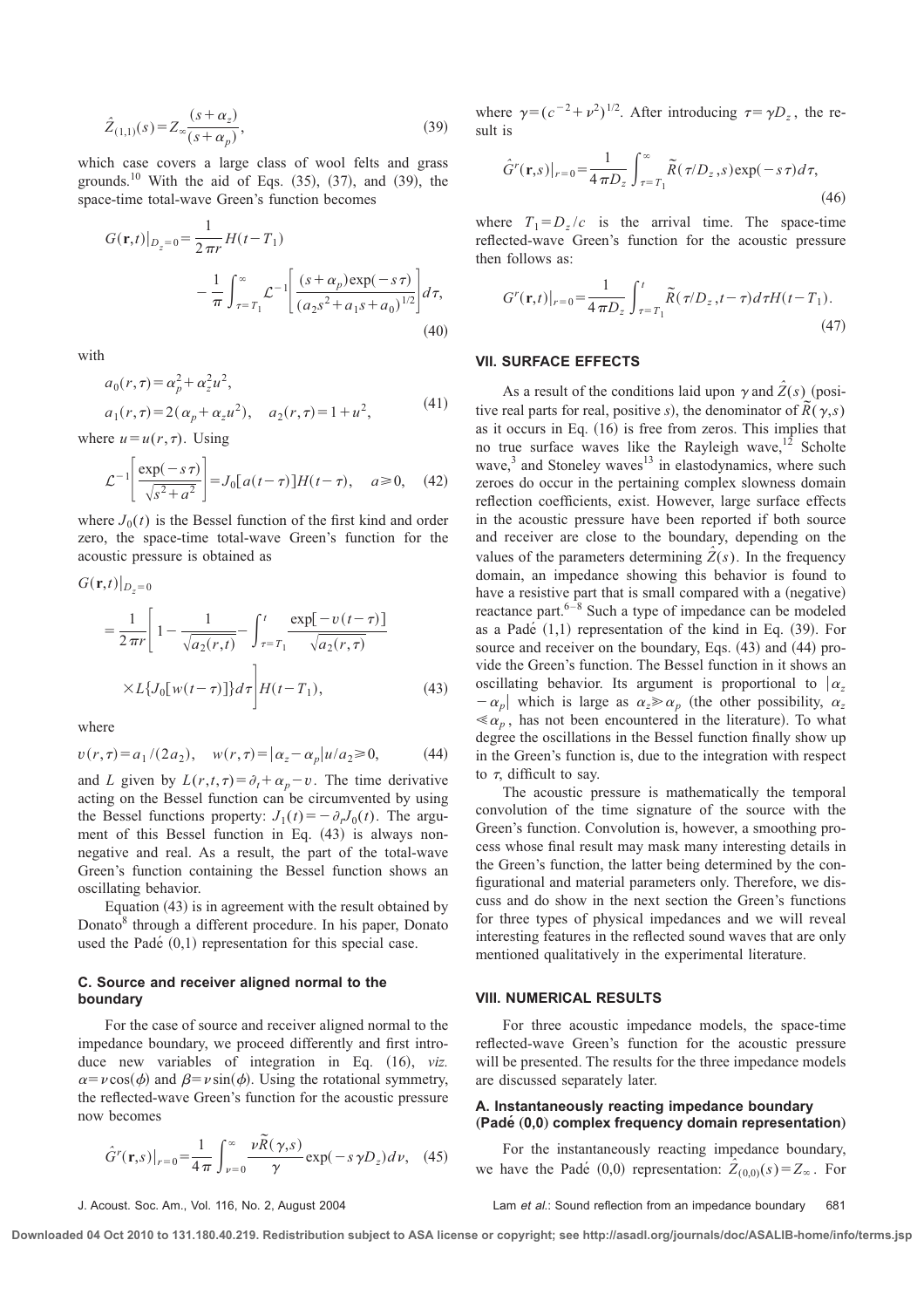$$\hat{Z}_{(1,1)}(s) = Z_\infty \frac{(s+\alpha_z)}{(s+\alpha_p)}, \tag{39}$$

which case covers a large class of wool felts and grass grounds.[10] With the aid of Eqs. (35), (37), and (39), the space-time total-wave Green's function becomes

$$G(\mathbf{r},t)|_{D_z=0} = \frac{1}{2\pi r} H(t-T_1) - \frac{1}{\pi}\int_{\tau=T_1}^{\infty} \mathcal{L}^{-1}\left[\frac{(s+\alpha_p)\exp(-s\tau)}{(a_2 s^2 + a_1 s + a_0)^{1/2}}\right] d\tau, \tag{40}$$

with

$$a_0(r,\tau) = \alpha_p^2 + \alpha_z^2 u^2, \quad a_1(r,\tau) = 2(\alpha_p + \alpha_z u^2), \quad a_2(r,\tau) = 1 + u^2, \tag{41}$$

where $u = u(r,\tau)$. Using

$$\mathcal{L}^{-1}\left[\frac{\exp(-s\tau)}{\sqrt{s^2+a^2}}\right] = J_0[a(t-\tau)]H(t-\tau), \quad a \geqslant 0, \tag{42}$$

where $J_0(t)$ is the Bessel function of the first kind and order zero, the space-time total-wave Green's function for the acoustic pressure is obtained as

$$G(\mathbf{r},t)|_{D_z=0} = \frac{1}{2\pi r}\left[1 - \frac{1}{\sqrt{a_2(r,t)}} - \int_{\tau=T_1}^{t} \frac{\exp[-v(t-\tau)]}{\sqrt{a_2(r,\tau)}} \times L\{J_0[w(t-\tau)]\} d\tau\right] H(t-T_1), \tag{43}$$

where

$$v(r,\tau) = a_1/(2a_2), \quad w(r,\tau) = |\alpha_z - \alpha_p| u/a_2 \geqslant 0, \tag{44}$$

and $L$ given by $L(r,t,\tau) = \partial_t + \alpha_p - v$. The time derivative acting on the Bessel function can be circumvented by using the Bessel functions property: $J_1(t) = -\partial_t J_0(t)$. The argument of this Bessel function in Eq. (43) is always nonnegative and real. As a result, the part of the total-wave Green's function containing the Bessel function shows an oscillating behavior.

Equation (43) is in agreement with the result obtained by Donato[8] through a different procedure. In his paper, Donato used the Padé (0,1) representation for this special case.

### C. Source and receiver aligned normal to the boundary

For the case of source and receiver aligned normal to the impedance boundary, we proceed differently and first introduce new variables of integration in Eq. (16), *viz.* $\alpha = \nu\cos(\phi)$ and $\beta = \nu\sin(\phi)$. Using the rotational symmetry, the reflected-wave Green's function for the acoustic pressure now becomes

$$\hat{G}^r(\mathbf{r},s)|_{r=0} = \frac{1}{4\pi}\int_{\nu=0}^{\infty} \frac{\nu\tilde{R}(\gamma,s)}{\gamma}\exp(-s\gamma D_z) d\nu, \tag{45}$$

where $\gamma = (c^{-2}+\nu^2)^{1/2}$. After introducing $\tau = \gamma D_z$, the result is

$$\hat{G}^r(\mathbf{r},s)|_{r=0} = \frac{1}{4\pi D_z}\int_{\tau=T_1}^{\infty} \tilde{R}(\tau/D_z, s)\exp(-s\tau) d\tau, \tag{46}$$

where $T_1 = D_z/c$ is the arrival time. The space-time reflected-wave Green's function for the acoustic pressure then follows as:

$$G^r(\mathbf{r},t)|_{r=0} = \frac{1}{4\pi D_z}\int_{\tau=T_1}^{t} \tilde{R}(\tau/D_z, t-\tau) d\tau H(t-T_1). \tag{47}$$

## VII. SURFACE EFFECTS

As a result of the conditions laid upon $\gamma$ and $\hat{Z}(s)$ (positive real parts for real, positive $s$), the denominator of $\tilde{R}(\gamma,s)$ as it occurs in Eq. (16) is free from zeros. This implies that no true surface waves like the Rayleigh wave,[12] Scholte wave,[3] and Stoneley waves[13] in elastodynamics, where such zeroes do occur in the pertaining complex slowness domain reflection coefficients, exist. However, large surface effects in the acoustic pressure have been reported if both source and receiver are close to the boundary, depending on the values of the parameters determining $\hat{Z}(s)$. In the frequency domain, an impedance showing this behavior is found to have a resistive part that is small compared with a (negative) reactance part.[6–8] Such a type of impedance can be modeled as a Padé (1,1) representation of the kind in Eq. (39). For source and receiver on the boundary, Eqs. (43) and (44) provide the Green's function. The Bessel function in it shows an oscillating behavior. Its argument is proportional to $|\alpha_z - \alpha_p|$ which is large as $\alpha_z \gg \alpha_p$ (the other possibility, $\alpha_z \ll \alpha_p$, has not been encountered in the literature). To what degree the oscillations in the Bessel function finally show up in the Green's function is, due to the integration with respect to $\tau$, difficult to say.

The acoustic pressure is mathematically the temporal convolution of the time signature of the source with the Green's function. Convolution is, however, a smoothing process whose final result may mask many interesting details in the Green's function, the latter being determined by the configurational and material parameters only. Therefore, we discuss and do show in the next section the Green's functions for three types of physical impedances and we will reveal interesting features in the reflected sound waves that are only mentioned qualitatively in the experimental literature.

## VIII. NUMERICAL RESULTS

For three acoustic impedance models, the space-time reflected-wave Green's function for the acoustic pressure will be presented. The results for the three impedance models are discussed separately later.

### A. Instantaneously reacting impedance boundary (Padé (0,0) complex frequency domain representation)

For the instantaneously reacting impedance boundary, we have the Padé (0,0) representation: $\hat{Z}_{(0,0)}(s) = Z_\infty$. For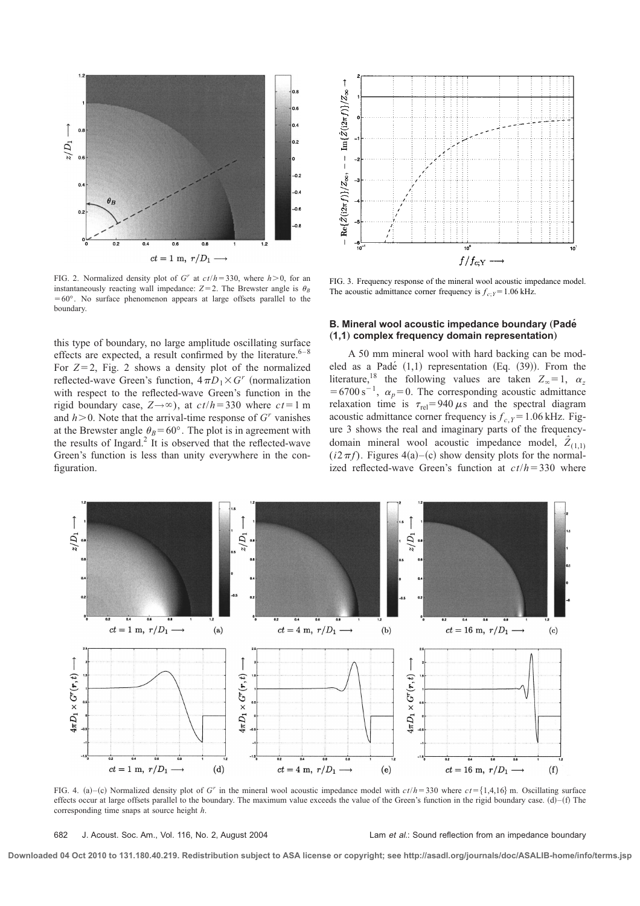FIG. 2. Normalized density plot of $G^r$ at $ct/h=330$, where $h>0$, for an instantaneously reacting wall impedance: $Z=2$. The Brewster angle is $\theta_B=60°$. No surface phenomenon appears at large offsets parallel to the boundary.

this type of boundary, no large amplitude oscillating surface effects are expected, a result confirmed by the literature.[6–8] For $Z=2$, Fig. 2 shows a density plot of the normalized reflected-wave Green's function, $4\pi D_1 \times G^r$ (normalization with respect to the reflected-wave Green's function in the rigid boundary case, $Z\rightarrow\infty$), at $ct/h=330$ where $ct=1$ m and $h>0$. Note that the arrival-time response of $G^r$ vanishes at the Brewster angle $\theta_B=60°$. The plot is in agreement with the results of Ingard.[2] It is observed that the reflected-wave Green's function is less than unity everywhere in the configuration.

FIG. 3. Frequency response of the mineral wool acoustic impedance model. The acoustic admittance corner frequency is $f_{c;Y}=1.06$ kHz.

### B. Mineral wool acoustic impedance boundary (Padé (1,1) complex frequency domain representation)

A 50 mm mineral wool with hard backing can be modeled as a Padé (1,1) representation (Eq. (39)). From the literature,[18] the following values are taken $Z_\infty=1$, $\alpha_z=6700\,\mathrm{s}^{-1}$, $\alpha_p=0$. The corresponding acoustic admittance relaxation time is $\tau_{\mathrm{rel}}=940\,\mu$s and the spectral diagram acoustic admittance corner frequency is $f_{c,Y}=1.06$ kHz. Figure 3 shows the real and imaginary parts of the frequency-domain mineral wool acoustic impedance model, $\hat{Z}_{(1,1)}(i2\pi f)$. Figures 4(a)–(c) show density plots for the normalized reflected-wave Green's function at $ct/h=330$ where

FIG. 4. (a)–(c) Normalized density plot of $G^r$ in the mineral wool acoustic impedance model with $ct/h=330$ where $ct=\{1,4,16\}$ m. Oscillating surface effects occur at large offsets parallel to the boundary. The maximum value exceeds the value of the Green's function in the rigid boundary case. (d)–(f) The corresponding time snaps at source height $h$.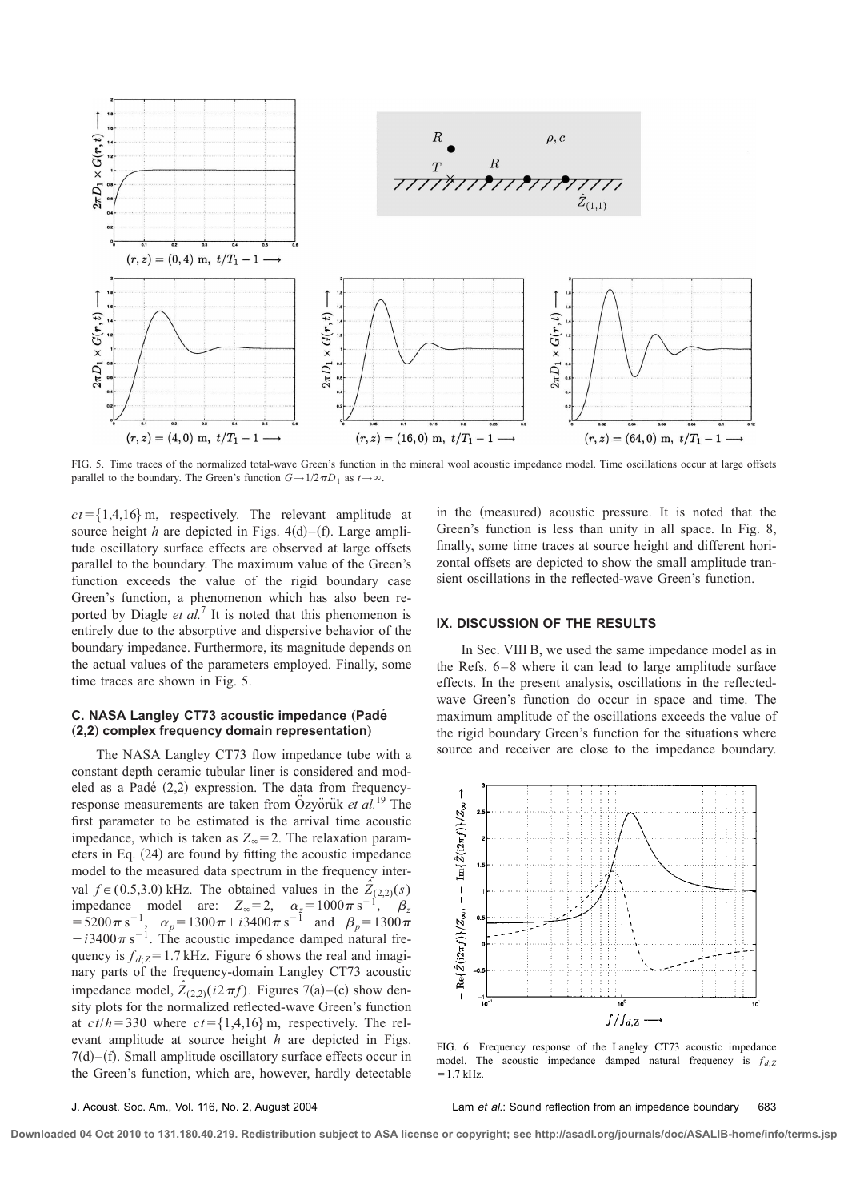FIG. 5. Time traces of the normalized total-wave Green's function in the mineral wool acoustic impedance model. Time oscillations occur at large offsets parallel to the boundary. The Green's function $G \rightarrow 1/2\pi D_1$ as $t \rightarrow \infty$.

$ct = \{1,4,16\}$ m, respectively. The relevant amplitude at source height $h$ are depicted in Figs. 4(d)–(f). Large amplitude oscillatory surface effects are observed at large offsets parallel to the boundary. The maximum value of the Green's function exceeds the value of the rigid boundary case Green's function, a phenomenon which has also been reported by Diagle *et al.*[7] It is noted that this phenomenon is entirely due to the absorptive and dispersive behavior of the boundary impedance. Furthermore, its magnitude depends on the actual values of the parameters employed. Finally, some time traces are shown in Fig. 5.

### C. NASA Langley CT73 acoustic impedance (Padé (2,2) complex frequency domain representation)

The NASA Langley CT73 flow impedance tube with a constant depth ceramic tubular liner is considered and modeled as a Padé (2,2) expression. The data from frequency-response measurements are taken from Özyörük *et al.*[19] The first parameter to be estimated is the arrival time acoustic impedance, which is taken as $Z_\infty = 2$. The relaxation parameters in Eq. (24) are found by fitting the acoustic impedance model to the measured data spectrum in the frequency interval $f \in (0.5, 3.0)$ kHz. The obtained values in the $\hat{Z}_{(2,2)}(s)$ impedance model are: $Z_\infty = 2$, $\alpha_z = 1000\pi\,\mathrm{s}^{-1}$, $\beta_z = 5200\pi\,\mathrm{s}^{-1}$, $\alpha_p = 1300\pi + i3400\pi\,\mathrm{s}^{-1}$ and $\beta_p = 1300\pi - i3400\pi\,\mathrm{s}^{-1}$. The acoustic impedance damped natural frequency is $f_{d;Z} = 1.7$ kHz. Figure 6 shows the real and imaginary parts of the frequency-domain Langley CT73 acoustic impedance model, $\hat{Z}_{(2,2)}(i2\pi f)$. Figures 7(a)–(c) show density plots for the normalized reflected-wave Green's function at $ct/h = 330$ where $ct = \{1,4,16\}$ m, respectively. The relevant amplitude at source height $h$ are depicted in Figs. 7(d)–(f). Small amplitude oscillatory surface effects occur in the Green's function, which are, however, hardly detectable in the (measured) acoustic pressure. It is noted that the Green's function is less than unity in all space. In Fig. 8, finally, some time traces at source height and different horizontal offsets are depicted to show the small amplitude transient oscillations in the reflected-wave Green's function.

## IX. DISCUSSION OF THE RESULTS

In Sec. VIII B, we used the same impedance model as in the Refs. 6–8 where it can lead to large amplitude surface effects. In the present analysis, oscillations in the reflected-wave Green's function do occur in space and time. The maximum amplitude of the oscillations exceeds the value of the rigid boundary Green's function for the situations where source and receiver are close to the impedance boundary.

FIG. 6. Frequency response of the Langley CT73 acoustic impedance model. The acoustic impedance damped natural frequency is $f_{d;Z} = 1.7$ kHz.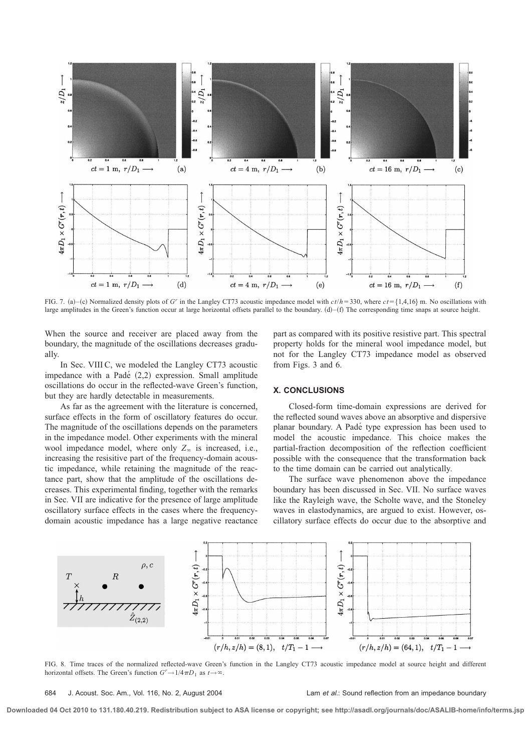FIG. 7. (a)–(c) Normalized density plots of $G^r$ in the Langley CT73 acoustic impedance model with $ct/h=330$, where $ct=\{1,4,16\}$ m. No oscillations with large amplitudes in the Green's function occur at large horizontal offsets parallel to the boundary. (d)–(f) The corresponding time snaps at source height.

When the source and receiver are placed away from the boundary, the magnitude of the oscillations decreases gradually.

In Sec. VIII C, we modeled the Langley CT73 acoustic impedance with a Padé (2,2) expression. Small amplitude oscillations do occur in the reflected-wave Green's function, but they are hardly detectable in measurements.

As far as the agreement with the literature is concerned, surface effects in the form of oscillatory features do occur. The magnitude of the oscillations depends on the parameters in the impedance model. Other experiments with the mineral wool impedance model, where only $Z_\infty$ is increased, i.e., increasing the resisitive part of the frequency-domain acoustic impedance, while retaining the magnitude of the reactance part, show that the amplitude of the oscillations decreases. This experimental finding, together with the remarks in Sec. VII are indicative for the presence of large amplitude oscillatory surface effects in the cases where the frequency-domain acoustic impedance has a large negative reactance part as compared with its positive resistive part. This spectral property holds for the mineral wool impedance model, but not for the Langley CT73 impedance model as observed from Figs. 3 and 6.

## X. CONCLUSIONS

Closed-form time-domain expressions are derived for the reflected sound waves above an absorptive and dispersive planar boundary. A Padé type expression has been used to model the acoustic impedance. This choice makes the partial-fraction decomposition of the reflection coefficient possible with the consequence that the transformation back to the time domain can be carried out analytically.

The surface wave phenomenon above the impedance boundary has been discussed in Sec. VII. No surface waves like the Rayleigh wave, the Scholte wave, and the Stoneley waves in elastodynamics, are argued to exist. However, oscillatory surface effects do occur due to the absorptive and

FIG. 8. Time traces of the normalized reflected-wave Green's function in the Langley CT73 acoustic impedance model at source height and different horizontal offsets. The Green's function $G^r \rightarrow 1/4\pi D_1$ as $t\rightarrow\infty$.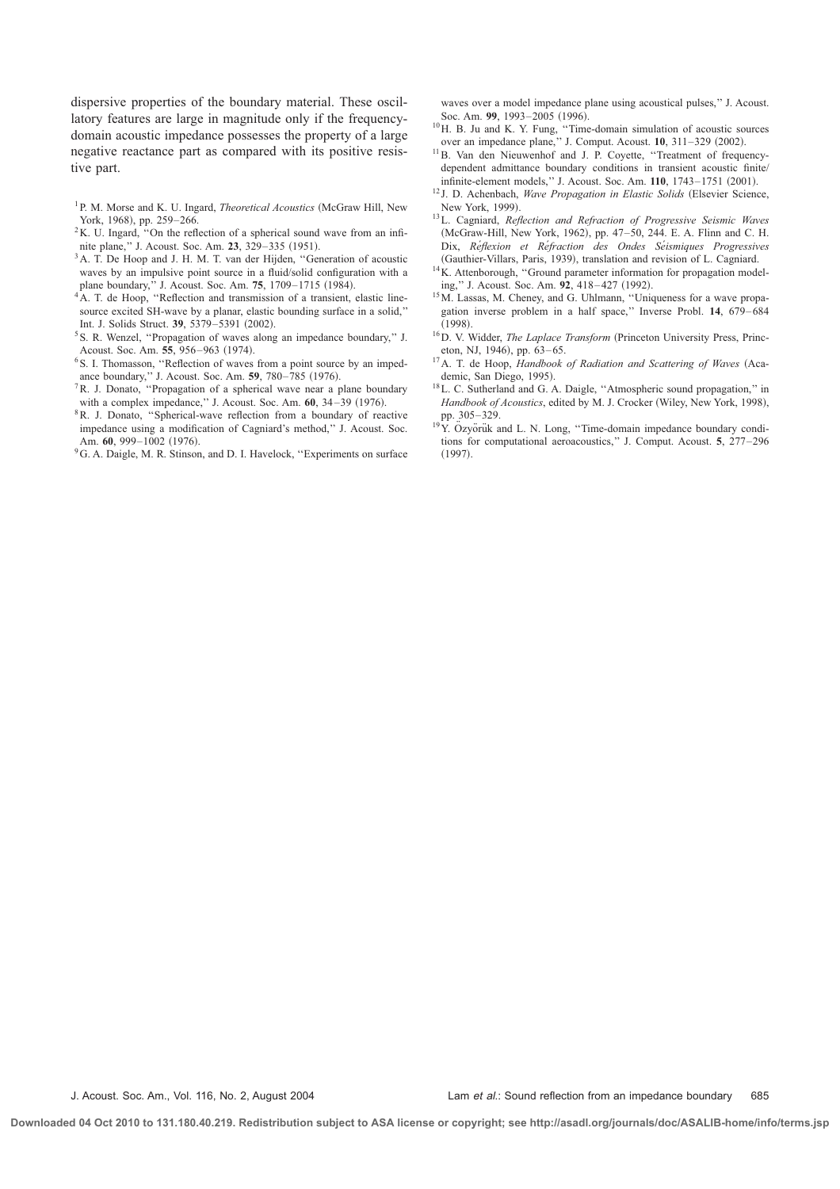dispersive properties of the boundary material. These oscillatory features are large in magnitude only if the frequency-domain acoustic impedance possesses the property of a large negative reactance part as compared with its positive resistive part.

[1] P. M. Morse and K. U. Ingard, *Theoretical Acoustics* (McGraw Hill, New York, 1968), pp. 259–266.

[2] K. U. Ingard, "On the reflection of a spherical sound wave from an infinite plane," J. Acoust. Soc. Am. **23**, 329–335 (1951).

[3] A. T. De Hoop and J. H. M. T. van der Hijden, "Generation of acoustic waves by an impulsive point source in a fluid/solid configuration with a plane boundary," J. Acoust. Soc. Am. **75**, 1709–1715 (1984).

[4] A. T. de Hoop, "Reflection and transmission of a transient, elastic line-source excited SH-wave by a planar, elastic bounding surface in a solid," Int. J. Solids Struct. **39**, 5379–5391 (2002).

[5] S. R. Wenzel, "Propagation of waves along an impedance boundary," J. Acoust. Soc. Am. **55**, 956–963 (1974).

[6] S. I. Thomasson, "Reflection of waves from a point source by an impedance boundary," J. Acoust. Soc. Am. **59**, 780–785 (1976).

[7] R. J. Donato, "Propagation of a spherical wave near a plane boundary with a complex impedance," J. Acoust. Soc. Am. **60**, 34–39 (1976).

[8] R. J. Donato, "Spherical-wave reflection from a boundary of reactive impedance using a modification of Cagniard's method," J. Acoust. Soc. Am. **60**, 999–1002 (1976).

[9] G. A. Daigle, M. R. Stinson, and D. I. Havelock, "Experiments on surface waves over a model impedance plane using acoustical pulses," J. Acoust. Soc. Am. **99**, 1993–2005 (1996).

[10] H. B. Ju and K. Y. Fung, "Time-domain simulation of acoustic sources over an impedance plane," J. Comput. Acoust. **10**, 311–329 (2002).

[11] B. Van den Nieuwenhof and J. P. Coyette, "Treatment of frequency-dependent admittance boundary conditions in transient acoustic finite/infinite-element models," J. Acoust. Soc. Am. **110**, 1743–1751 (2001).

[12] J. D. Achenbach, *Wave Propagation in Elastic Solids* (Elsevier Science, New York, 1999).

[13] L. Cagniard, *Reflection and Refraction of Progressive Seismic Waves* (McGraw-Hill, New York, 1962), pp. 47–50, 244. E. A. Flinn and C. H. Dix, *Réflexion et Réfraction des Ondes Séismiques Progressives* (Gauthier-Villars, Paris, 1939), translation and revision of L. Cagniard.

[14] K. Attenborough, "Ground parameter information for propagation modeling," J. Acoust. Soc. Am. **92**, 418–427 (1992).

[15] M. Lassas, M. Cheney, and G. Uhlmann, "Uniqueness for a wave propagation inverse problem in a half space," Inverse Probl. **14**, 679–684 (1998).

[16] D. V. Widder, *The Laplace Transform* (Princeton University Press, Princeton, NJ, 1946), pp. 63–65.

[17] A. T. de Hoop, *Handbook of Radiation and Scattering of Waves* (Academic, San Diego, 1995).

[18] L. C. Sutherland and G. A. Daigle, "Atmospheric sound propagation," in *Handbook of Acoustics*, edited by M. J. Crocker (Wiley, New York, 1998), pp. 305–329.

[19] Y. Özyörük and L. N. Long, "Time-domain impedance boundary conditions for computational aeroacoustics," J. Comput. Acoust. **5**, 277–296 (1997).